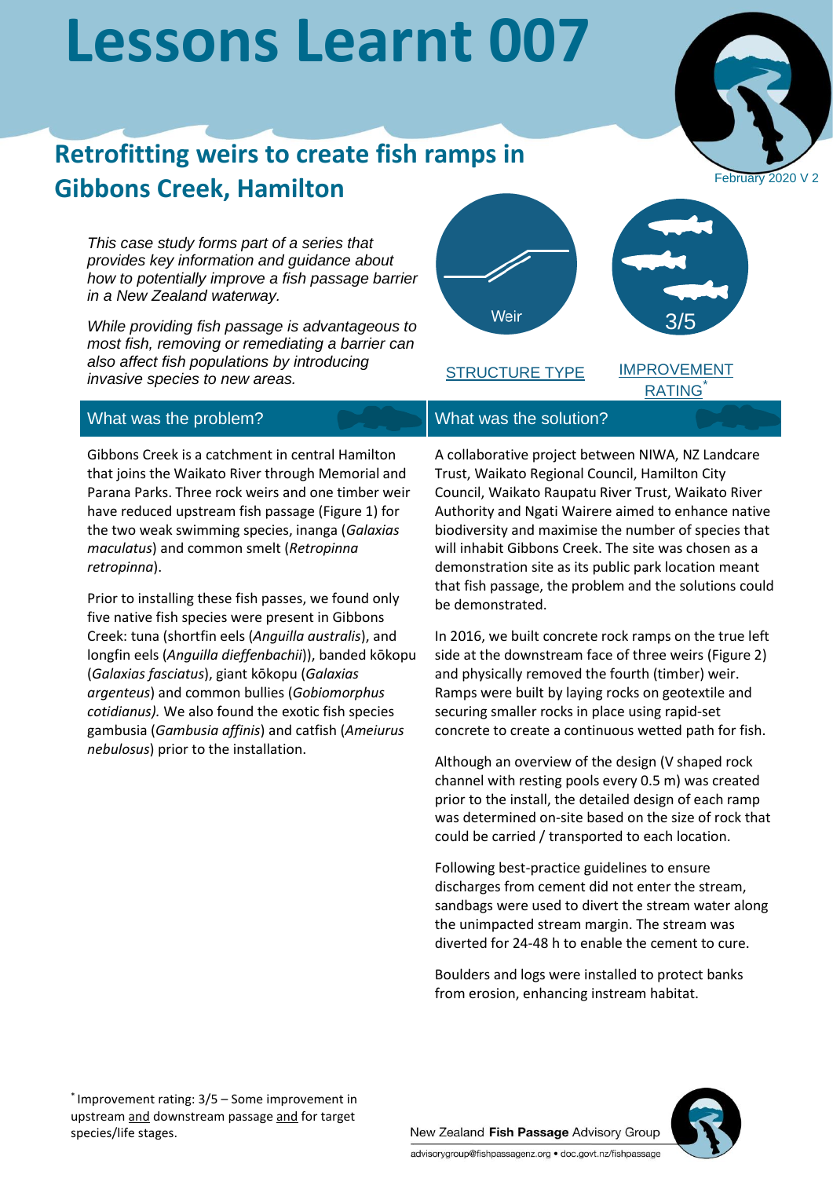# Lessons Learnt 007

## Retrofitting weirs to create fish ramps in Gibbons Creek, Hamilton

February 2020 V 2

*This case study forms part of a series that provides key information and guidance about how to potentially improve a fish passage barrier in a New Zealand waterway.*

*While providing fish passage is advantageous to most fish, removing or remediating a barrier can also affect fish populations by introducing invasive species to new areas.*

STRUCTURE TYPE: Weir

IMPROVEMENT RATING*: 3/5

### What was the problem?

Gibbons Creek is a catchment in central Hamilton that joins the Waikato River through Memorial and Parana Parks. Three rock weirs and one timber weir have reduced upstream fish passage (Figure 1) for the two weak swimming species, inanga (*Galaxias maculatus*) and common smelt (*Retropinna retropinna*).

Prior to installing these fish passes, we found only five native fish species were present in Gibbons Creek: tuna (shortfin eels (*Anguilla australis*), and longfin eels (*Anguilla dieffenbachii*)), banded kōkopu (*Galaxias fasciatus*), giant kōkopu (*Galaxias argenteus*) and common bullies (*Gobiomorphus cotidianus).* We also found the exotic fish species gambusia (*Gambusia affinis*) and catfish (*Ameiurus nebulosus*) prior to the installation.

### What was the solution?

A collaborative project between NIWA, NZ Landcare Trust, Waikato Regional Council, Hamilton City Council, Waikato Raupatu River Trust, Waikato River Authority and Ngati Wairere aimed to enhance native biodiversity and maximise the number of species that will inhabit Gibbons Creek. The site was chosen as a demonstration site as its public park location meant that fish passage, the problem and the solutions could be demonstrated.

In 2016, we built concrete rock ramps on the true left side at the downstream face of three weirs (Figure 2) and physically removed the fourth (timber) weir. Ramps were built by laying rocks on geotextile and securing smaller rocks in place using rapid-set concrete to create a continuous wetted path for fish.

Although an overview of the design (V shaped rock channel with resting pools every 0.5 m) was created prior to the install, the detailed design of each ramp was determined on-site based on the size of rock that could be carried / transported to each location.

Following best-practice guidelines to ensure discharges from cement did not enter the stream, sandbags were used to divert the stream water along the unimpacted stream margin. The stream was diverted for 24-48 h to enable the cement to cure.

Boulders and logs were installed to protect banks from erosion, enhancing instream habitat.

* Improvement rating: 3/5 – Some improvement in upstream and downstream passage and for target species/life stages.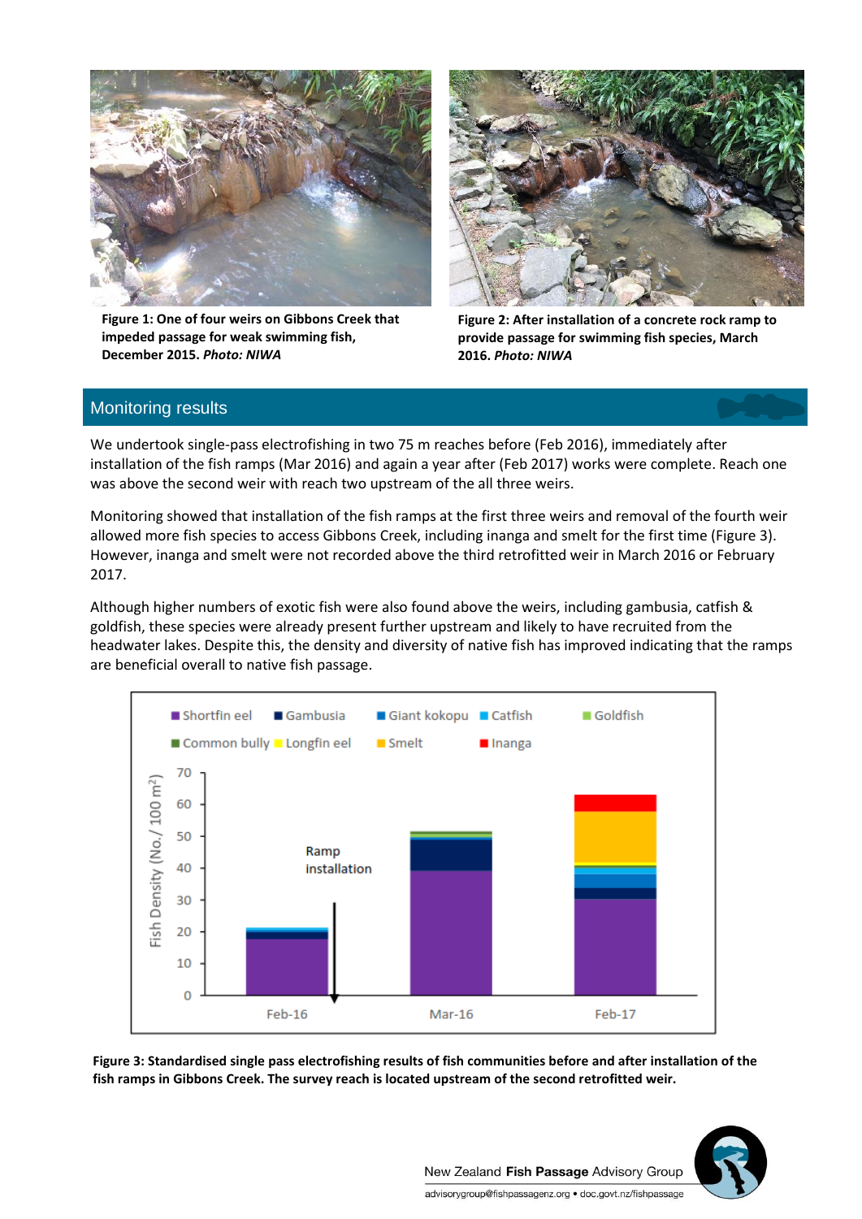Figure 1: One of four weirs on Gibbons Creek that impeded passage for weak swimming fish, December 2015. *Photo: NIWA*

Figure 2: After installation of a concrete rock ramp to provide passage for swimming fish species, March 2016. *Photo: NIWA*

## Monitoring results

We undertook single-pass electrofishing in two 75 m reaches before (Feb 2016), immediately after installation of the fish ramps (Mar 2016) and again a year after (Feb 2017) works were complete. Reach one was above the second weir with reach two upstream of the all three weirs.

Monitoring showed that installation of the fish ramps at the first three weirs and removal of the fourth weir allowed more fish species to access Gibbons Creek, including inanga and smelt for the first time (Figure 3). However, inanga and smelt were not recorded above the third retrofitted weir in March 2016 or February 2017.

Although higher numbers of exotic fish were also found above the weirs, including gambusia, catfish & goldfish, these species were already present further upstream and likely to have recruited from the headwater lakes. Despite this, the density and diversity of native fish has improved indicating that the ramps are beneficial overall to native fish passage.

**Figure 3: Standardised single pass electrofishing results of fish communities before and after installation of the fish ramps in Gibbons Creek. The survey reach is located upstream of the second retrofitted weir.**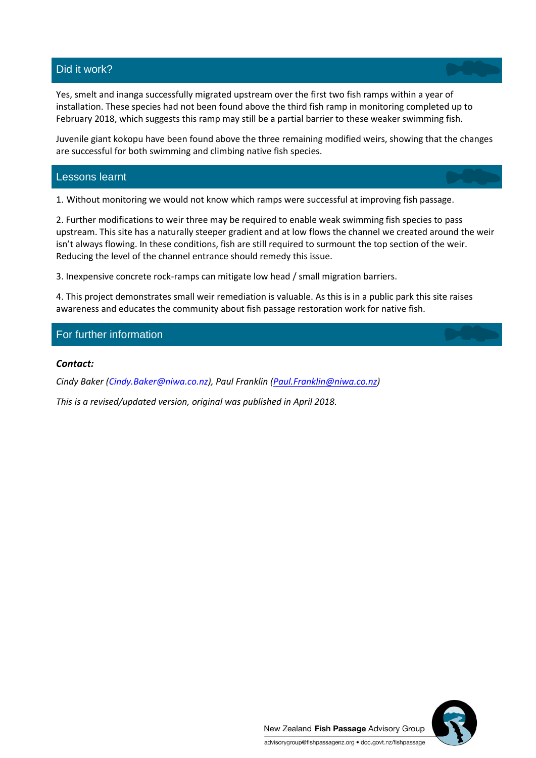## Did it work?

Yes, smelt and inanga successfully migrated upstream over the first two fish ramps within a year of installation. These species had not been found above the third fish ramp in monitoring completed up to February 2018, which suggests this ramp may still be a partial barrier to these weaker swimming fish.

Juvenile giant kokopu have been found above the three remaining modified weirs, showing that the changes are successful for both swimming and climbing native fish species.

## Lessons learnt

1. Without monitoring we would not know which ramps were successful at improving fish passage.

2. Further modifications to weir three may be required to enable weak swimming fish species to pass upstream. This site has a naturally steeper gradient and at low flows the channel we created around the weir isn't always flowing. In these conditions, fish are still required to surmount the top section of the weir. Reducing the level of the channel entrance should remedy this issue.

3. Inexpensive concrete rock-ramps can mitigate low head / small migration barriers.

4. This project demonstrates small weir remediation is valuable. As this is in a public park this site raises awareness and educates the community about fish passage restoration work for native fish.

## For further information

***Contact:***

*Cindy Baker (Cindy.Baker@niwa.co.nz), Paul Franklin (Paul.Franklin@niwa.co.nz)*

*This is a revised/updated version, original was published in April 2018.*

New Zealand **Fish Passage** Advisory Group

advisorygroup@fishpassagenz.org • doc.govt.nz/fishpassage